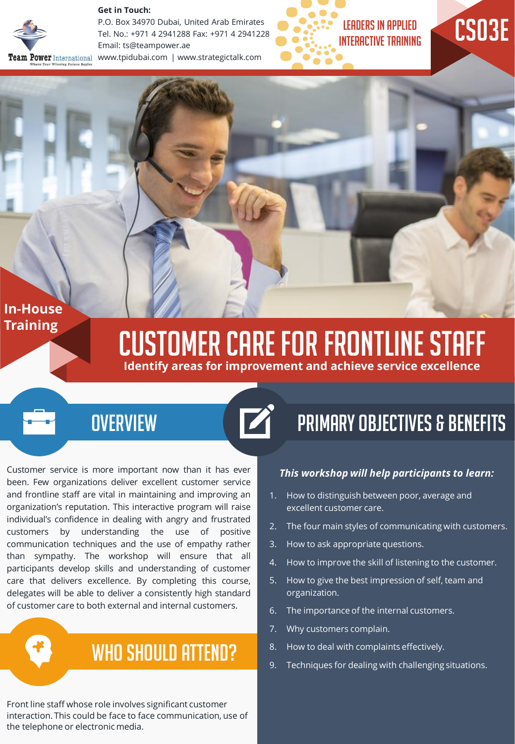**Get in Touch:**
P.O. Box 34970 Dubai, United Arab Emirates
Tel. No.: +971 4 2941288 Fax: +971 4 2941228
Email: ts@teampower.ae
www.tpidubai.com | www.strategictalk.com

LEADERS IN APPLIED INTERACTIVE TRAINING

CS03E

In-House Training

# CUSTOMER CARE FOR FRONTLINE STAFF

**Identify areas for improvement and achieve service excellence**

## OVERVIEW

Customer service is more important now than it has ever been. Few organizations deliver excellent customer service and frontline staff are vital in maintaining and improving an organization's reputation. This interactive program will raise individual's confidence in dealing with angry and frustrated customers by understanding the use of positive communication techniques and the use of empathy rather than sympathy. The workshop will ensure that all participants develop skills and understanding of customer care that delivers excellence. By completing this course, delegates will be able to deliver a consistently high standard of customer care to both external and internal customers.

## WHO SHOULD ATTEND?

Front line staff whose role involves significant customer interaction. This could be face to face communication, use of the telephone or electronic media.

## PRIMARY OBJECTIVES & BENEFITS

***This workshop will help participants to learn:***

1. How to distinguish between poor, average and excellent customer care.
2. The four main styles of communicating with customers.
3. How to ask appropriate questions.
4. How to improve the skill of listening to the customer.
5. How to give the best impression of self, team and organization.
6. The importance of the internal customers.
7. Why customers complain.
8. How to deal with complaints effectively.
9. Techniques for dealing with challenging situations.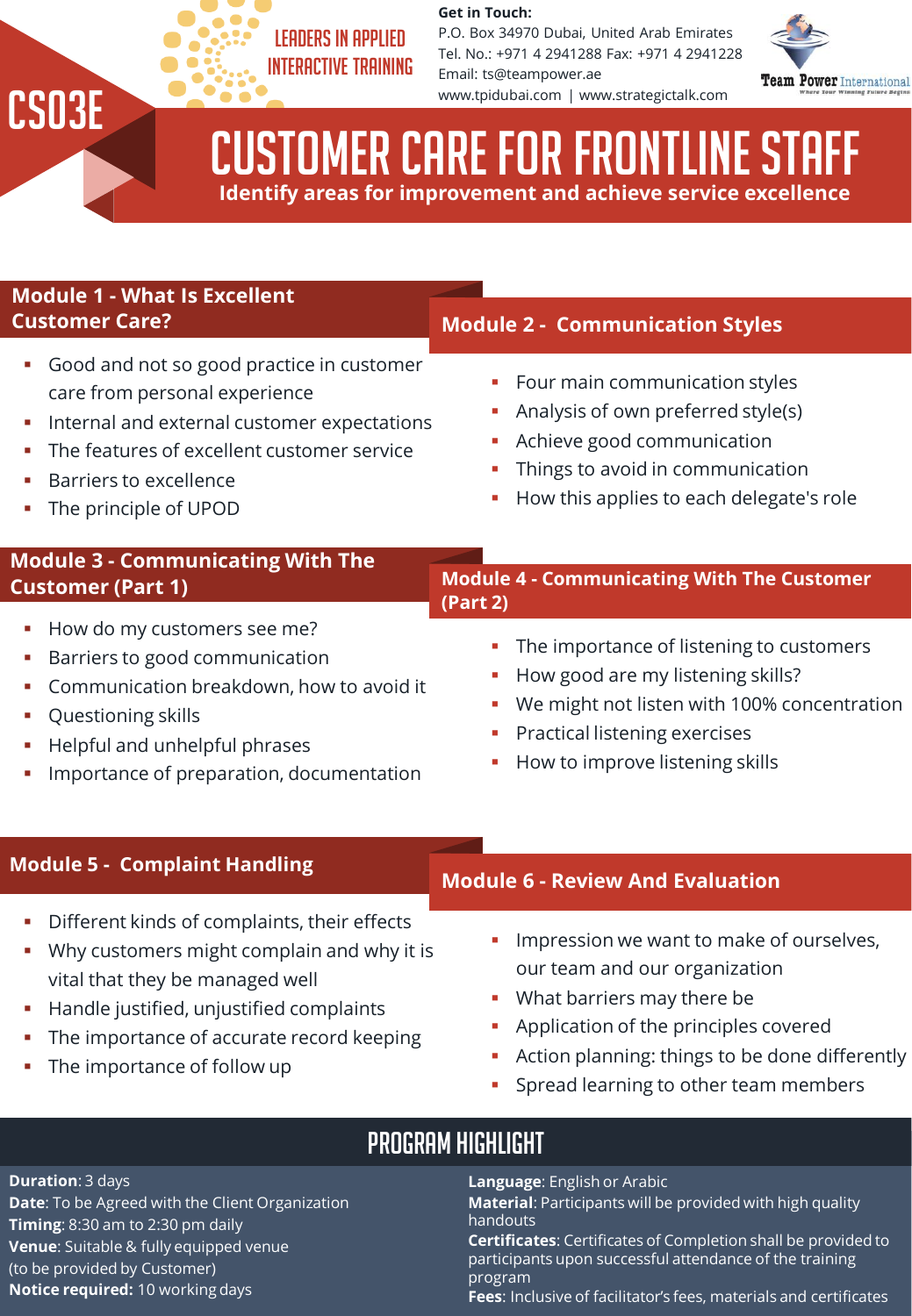LEADERS IN APPLIED INTERACTIVE TRAINING

**Get in Touch:**
P.O. Box 34970 Dubai, United Arab Emirates
Tel. No.: +971 4 2941288 Fax: +971 4 2941228
Email: ts@teampower.ae
www.tpidubai.com | www.strategictalk.com

Team Power International
Where Your Winning Future Begins

CS03E

# CUSTOMER CARE FOR FRONTLINE STAFF

**Identify areas for improvement and achieve service excellence**

## Module 1 - What Is Excellent Customer Care?

- Good and not so good practice in customer care from personal experience
- Internal and external customer expectations
- The features of excellent customer service
- Barriers to excellence
- The principle of UPOD

## Module 2 - Communication Styles

- Four main communication styles
- Analysis of own preferred style(s)
- Achieve good communication
- Things to avoid in communication
- How this applies to each delegate's role

## Module 3 - Communicating With The Customer (Part 1)

- How do my customers see me?
- Barriers to good communication
- Communication breakdown, how to avoid it
- Questioning skills
- Helpful and unhelpful phrases
- Importance of preparation, documentation

## Module 4 - Communicating With The Customer (Part 2)

- The importance of listening to customers
- How good are my listening skills?
- We might not listen with 100% concentration
- Practical listening exercises
- How to improve listening skills

## Module 5 - Complaint Handling

- Different kinds of complaints, their effects
- Why customers might complain and why it is vital that they be managed well
- Handle justified, unjustified complaints
- The importance of accurate record keeping
- The importance of follow up

## Module 6 - Review And Evaluation

- Impression we want to make of ourselves, our team and our organization
- What barriers may there be
- Application of the principles covered
- Action planning: things to be done differently
- Spread learning to other team members

## PROGRAM HIGHLIGHT

**Duration**: 3 days
**Date**: To be Agreed with the Client Organization
**Timing**: 8:30 am to 2:30 pm daily
**Venue**: Suitable & fully equipped venue (to be provided by Customer)
**Notice required:** 10 working days

**Language**: English or Arabic
**Material**: Participants will be provided with high quality handouts
**Certificates**: Certificates of Completion shall be provided to participants upon successful attendance of the training program
**Fees**: Inclusive of facilitator's fees, materials and certificates